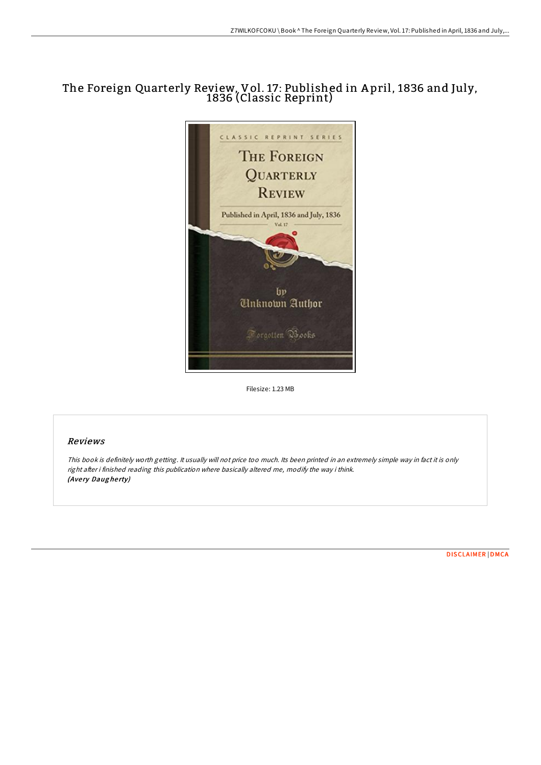# The Foreign Quarterly Review, Vol. 17: Published in April, 1836 and July, 1836 (Classic Reprint)

Filesize: 1.23 MB

## Reviews

*This book is definitely worth getting. It usually will not price too much. Its been printed in an extremely simple way in fact it is only right after i finished reading this publication where basically altered me, modify the way i think.*
***(Avery Daugherty)***

DISCLAIMER | DMCA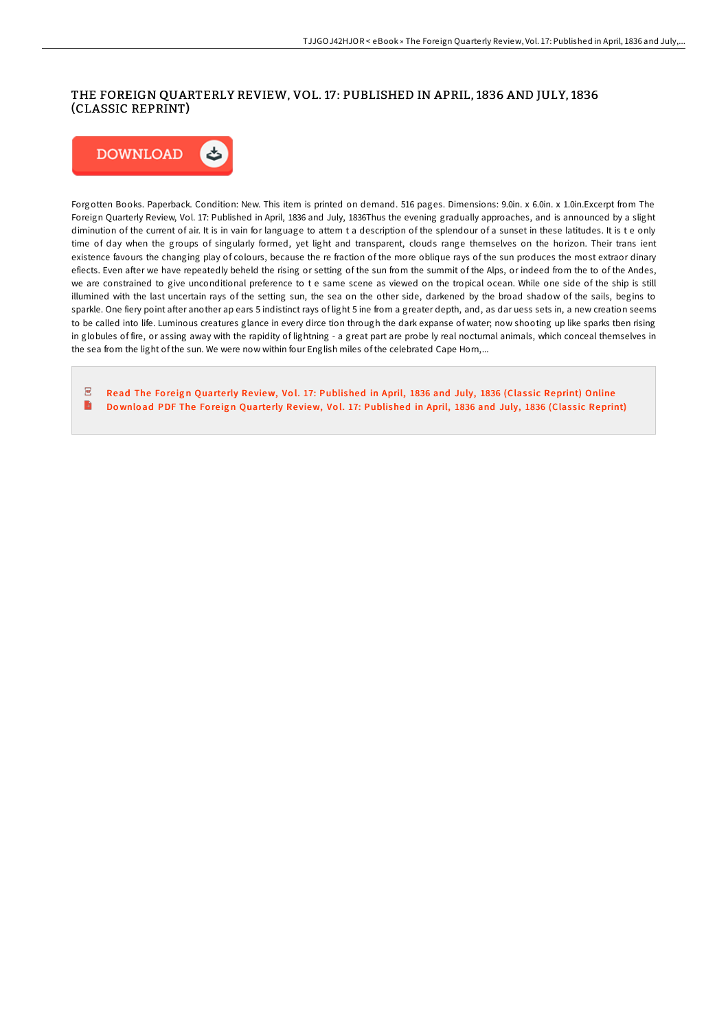# THE FOREIGN QUARTERLY REVIEW, VOL. 17: PUBLISHED IN APRIL, 1836 AND JULY, 1836 (CLASSIC REPRINT)

Forgotten Books. Paperback. Condition: New. This item is printed on demand. 516 pages. Dimensions: 9.0in. x 6.0in. x 1.0in.Excerpt from The Foreign Quarterly Review, Vol. 17: Published in April, 1836 and July, 1836Thus the evening gradually approaches, and is announced by a slight diminution of the current of air. It is in vain for language to attem t a description of the splendour of a sunset in these latitudes. It is t e only time of day when the groups of singularly formed, yet light and transparent, clouds range themselves on the horizon. Their trans ient existence favours the changing play of colours, because the re fraction of the more oblique rays of the sun produces the most extraor dinary efiects. Even after we have repeatedly beheld the rising or setting of the sun from the summit of the Alps, or indeed from the to of the Andes, we are constrained to give unconditional preference to t e same scene as viewed on the tropical ocean. While one side of the ship is still illumined with the last uncertain rays of the setting sun, the sea on the other side, darkened by the broad shadow of the sails, begins to sparkle. One fiery point after another ap ears 5 indistinct rays of light 5 ine from a greater depth, and, as dar uess sets in, a new creation seems to be called into life. Luminous creatures glance in every dirce tion through the dark expanse of water; now shooting up like sparks tben rising in globules of fire, or assing away with the rapidity of lightning - a great part are probe ly real nocturnal animals, which conceal themselves in the sea from the light of the sun. We were now within four English miles of the celebrated Cape Horn,...

- Read The Foreign Quarterly Review, Vol. 17: Published in April, 1836 and July, 1836 (Classic Reprint) Online
- Download PDF The Foreign Quarterly Review, Vol. 17: Published in April, 1836 and July, 1836 (Classic Reprint)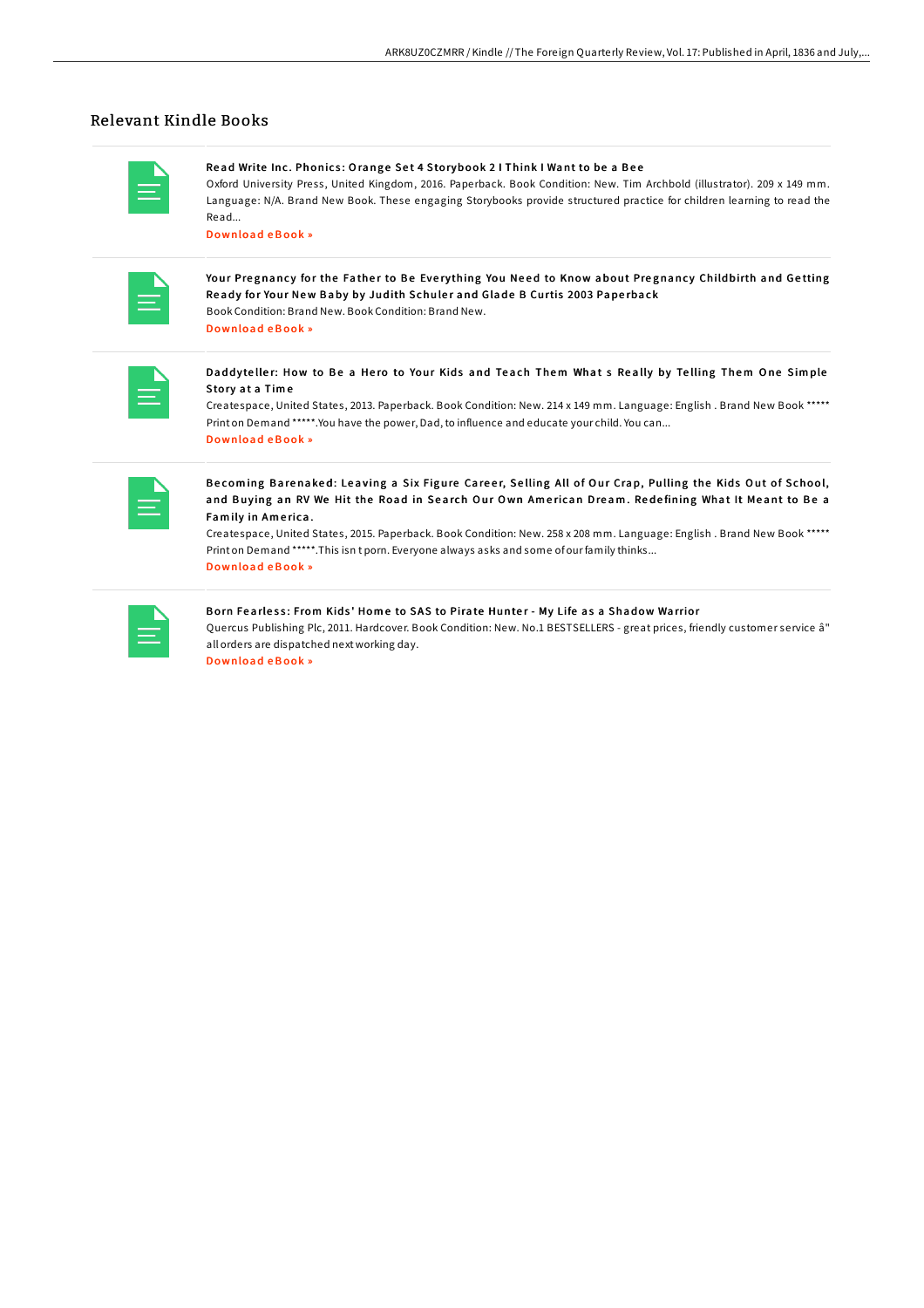## Relevant Kindle Books

**Read Write Inc. Phonics: Orange Set 4 Storybook 2 I Think I Want to be a Bee**

Oxford University Press, United Kingdom, 2016. Paperback. Book Condition: New. Tim Archbold (illustrator). 209 x 149 mm. Language: N/A. Brand New Book. These engaging Storybooks provide structured practice for children learning to read the Read...

Download eBook »

**Your Pregnancy for the Father to Be Everything You Need to Know about Pregnancy Childbirth and Getting Ready for Your New Baby by Judith Schuler and Glade B Curtis 2003 Paperback**

Book Condition: Brand New. Book Condition: Brand New.

Download eBook »

**Daddyteller: How to Be a Hero to Your Kids and Teach Them What s Really by Telling Them One Simple Story at a Time**

Createspace, United States, 2013. Paperback. Book Condition: New. 214 x 149 mm. Language: English . Brand New Book ***** Print on Demand *****.You have the power, Dad, to influence and educate your child. You can...

Download eBook »

**Becoming Barenaked: Leaving a Six Figure Career, Selling All of Our Crap, Pulling the Kids Out of School, and Buying an RV We Hit the Road in Search Our Own American Dream. Redefining What It Meant to Be a Family in America.**

Createspace, United States, 2015. Paperback. Book Condition: New. 258 x 208 mm. Language: English . Brand New Book ***** Print on Demand *****.This isn t porn. Everyone always asks and some of our family thinks...

Download eBook »

**Born Fearless: From Kids' Home to SAS to Pirate Hunter - My Life as a Shadow Warrior**

Quercus Publishing Plc, 2011. Hardcover. Book Condition: New. No.1 BESTSELLERS - great prices, friendly customer service â" all orders are dispatched next working day.

Download eBook »